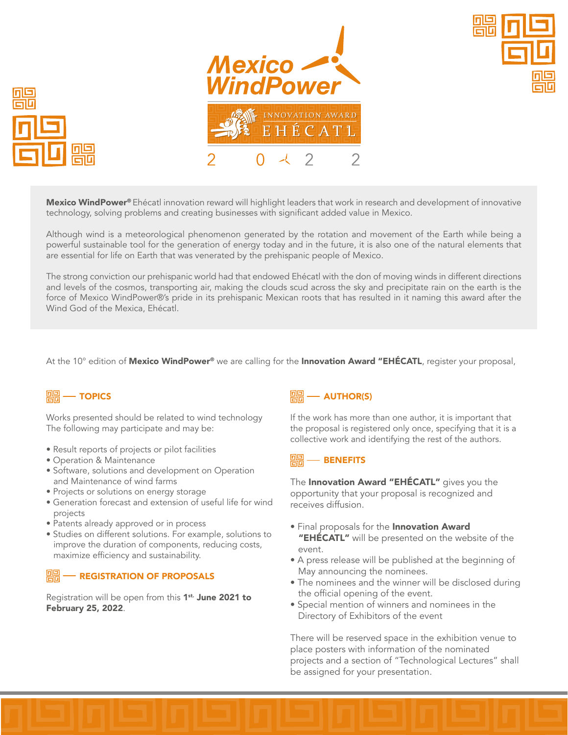# Mexico WindPower

INNOVATION AWARD

EHÉCATL

2022

**Mexico WindPower®** Ehécatl innovation reward will highlight leaders that work in research and development of innovative technology, solving problems and creating businesses with significant added value in Mexico.

Although wind is a meteorological phenomenon generated by the rotation and movement of the Earth while being a powerful sustainable tool for the generation of energy today and in the future, it is also one of the natural elements that are essential for life on Earth that was venerated by the prehispanic people of Mexico.

The strong conviction our prehispanic world had that endowed Ehécatl with the don of moving winds in different directions and levels of the cosmos, transporting air, making the clouds scud across the sky and precipitate rain on the earth is the force of Mexico WindPower®'s pride in its prehispanic Mexican roots that has resulted in it naming this award after the Wind God of the Mexica, Ehécatl.

At the 10° edition of **Mexico WindPower®** we are calling for the **Innovation Award "EHÉCATL**, register your proposal,

## TOPICS

Works presented should be related to wind technology
The following may participate and may be:

- Result reports of projects or pilot facilities
- Operation & Maintenance
- Software, solutions and development on Operation and Maintenance of wind farms
- Projects or solutions on energy storage
- Generation forecast and extension of useful life for wind projects
- Patents already approved or in process
- Studies on different solutions. For example, solutions to improve the duration of components, reducing costs, maximize efficiency and sustainability.

## REGISTRATION OF PROPOSALS

Registration will be open from this **1st. June 2021 to February 25, 2022**.

## AUTHOR(S)

If the work has more than one author, it is important that the proposal is registered only once, specifying that it is a collective work and identifying the rest of the authors.

## BENEFITS

The **Innovation Award "EHÉCATL"** gives you the opportunity that your proposal is recognized and receives diffusion.

- Final proposals for the **Innovation Award "EHÉCATL"** will be presented on the website of the event.
- A press release will be published at the beginning of May announcing the nominees.
- The nominees and the winner will be disclosed during the official opening of the event.
- Special mention of winners and nominees in the Directory of Exhibitors of the event

There will be reserved space in the exhibition venue to place posters with information of the nominated projects and a section of "Technological Lectures" shall be assigned for your presentation.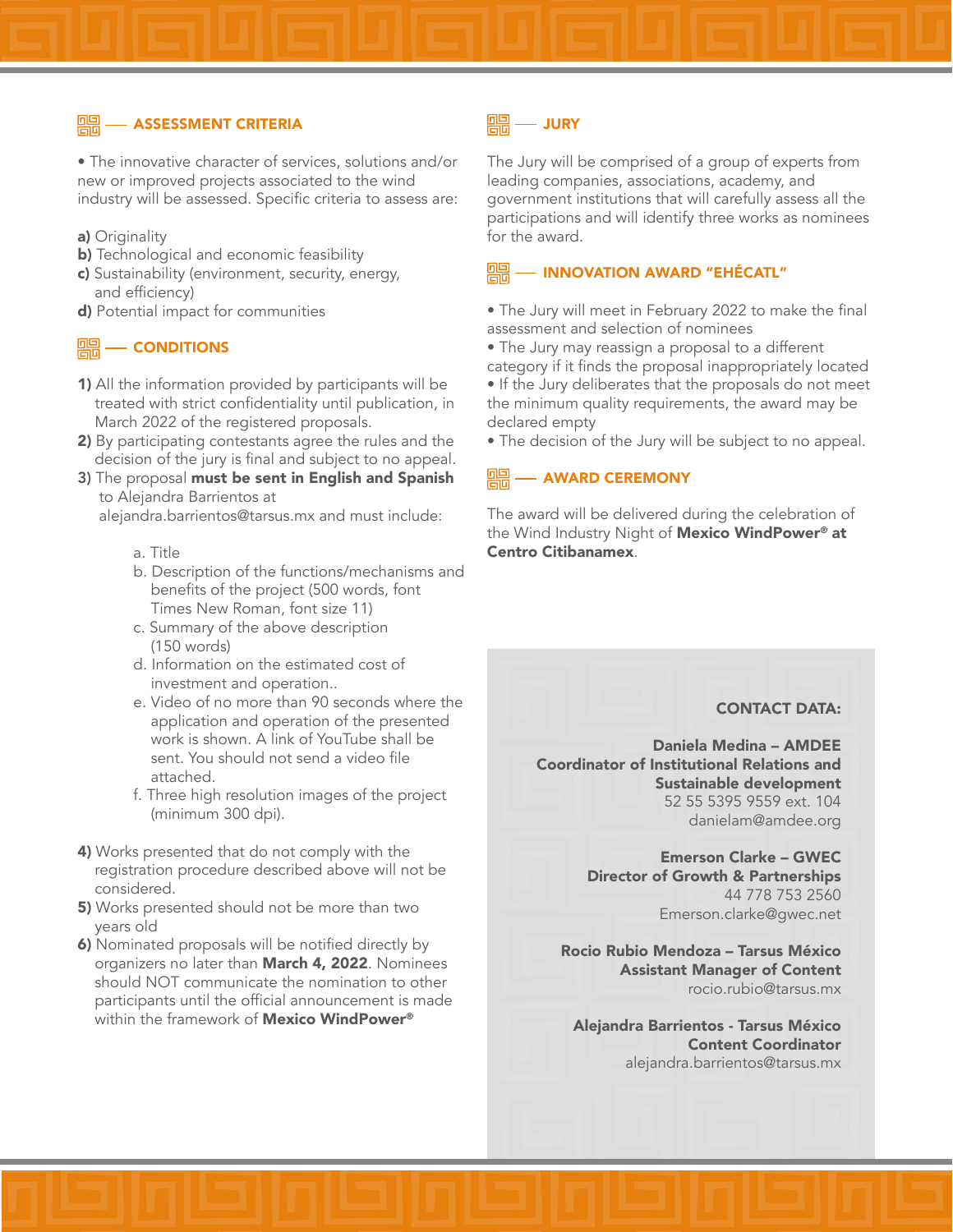## ASSESSMENT CRITERIA

• The innovative character of services, solutions and/or new or improved projects associated to the wind industry will be assessed. Specific criteria to assess are:

**a)** Originality
**b)** Technological and economic feasibility
**c)** Sustainability (environment, security, energy, and efficiency)
**d)** Potential impact for communities

## CONDITIONS

**1)** All the information provided by participants will be treated with strict confidentiality until publication, in March 2022 of the registered proposals.
**2)** By participating contestants agree the rules and the decision of the jury is final and subject to no appeal.
**3)** The proposal **must be sent in English and Spanish** to Alejandra Barrientos at alejandra.barrientos@tarsus.mx and must include:

- a. Title
- b. Description of the functions/mechanisms and benefits of the project (500 words, font Times New Roman, font size 11)
- c. Summary of the above description (150 words)
- d. Information on the estimated cost of investment and operation..
- e. Video of no more than 90 seconds where the application and operation of the presented work is shown. A link of YouTube shall be sent. You should not send a video file attached.
- f. Three high resolution images of the project (minimum 300 dpi).

**4)** Works presented that do not comply with the registration procedure described above will not be considered.
**5)** Works presented should not be more than two years old
**6)** Nominated proposals will be notified directly by organizers no later than **March 4, 2022**. Nominees should NOT communicate the nomination to other participants until the official announcement is made within the framework of **Mexico WindPower®**

## JURY

The Jury will be comprised of a group of experts from leading companies, associations, academy, and government institutions that will carefully assess all the participations and will identify three works as nominees for the award.

## INNOVATION AWARD "EHÉCATL"

• The Jury will meet in February 2022 to make the final assessment and selection of nominees
• The Jury may reassign a proposal to a different category if it finds the proposal inappropriately located
• If the Jury deliberates that the proposals do not meet the minimum quality requirements, the award may be declared empty
• The decision of the Jury will be subject to no appeal.

## AWARD CEREMONY

The award will be delivered during the celebration of the Wind Industry Night of **Mexico WindPower® at Centro Citibanamex**.

**CONTACT DATA:**

**Daniela Medina – AMDEE**
**Coordinator of Institutional Relations and Sustainable development**
52 55 5395 9559 ext. 104
danielam@amdee.org

**Emerson Clarke – GWEC**
**Director of Growth & Partnerships**
44 778 753 2560
Emerson.clarke@gwec.net

**Rocio Rubio Mendoza – Tarsus México**
**Assistant Manager of Content**
rocio.rubio@tarsus.mx

**Alejandra Barrientos - Tarsus México**
**Content Coordinator**
alejandra.barrientos@tarsus.mx